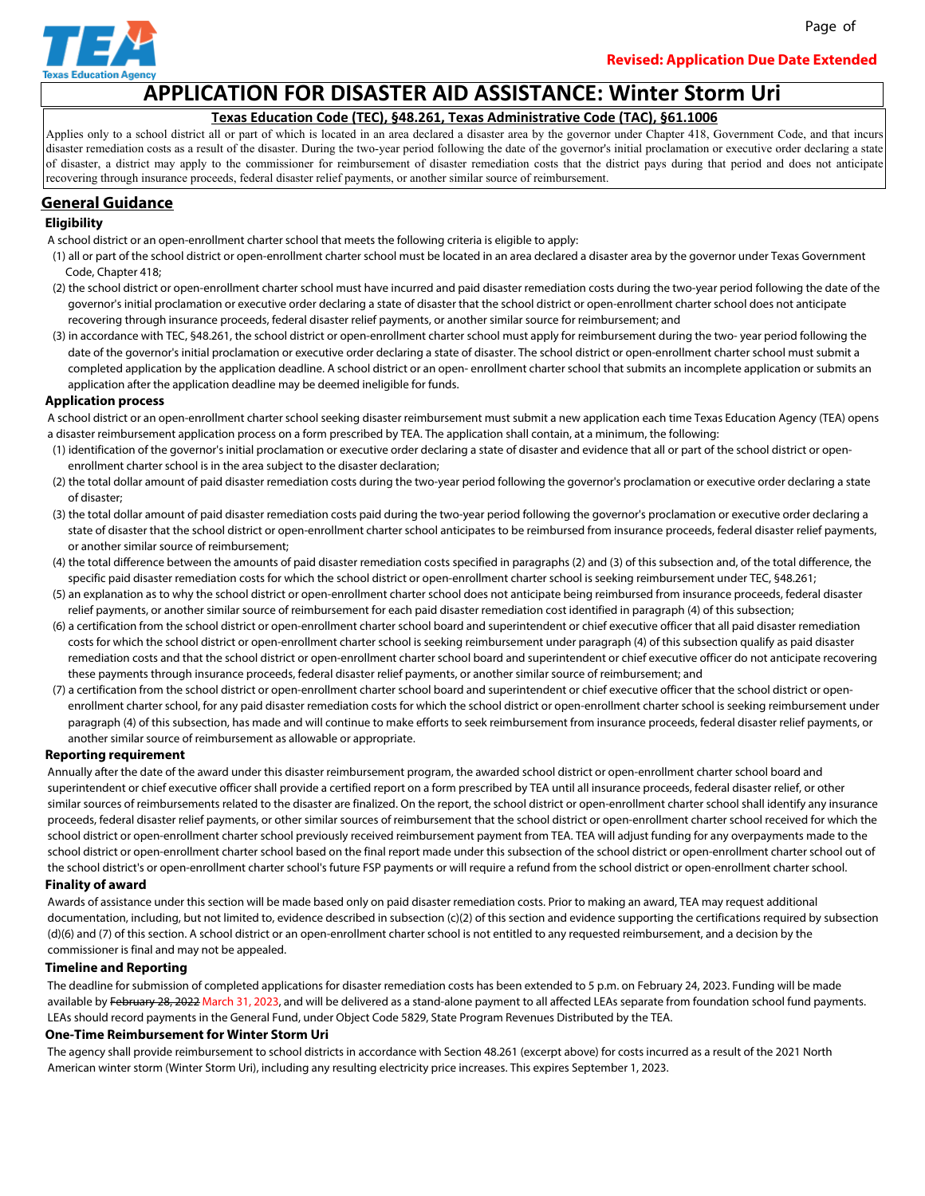Revised: Application Due Date Extended

# APPLICATION FOR DISASTER AID ASSISTANCE: Winter Storm Uri

**Texas Education Code (TEC), §48.261, Texas Administrative Code (TAC), §61.1006**

Applies only to a school district all or part of which is located in an area declared a disaster area by the governor under Chapter 418, Government Code, and that incurs disaster remediation costs as a result of the disaster. During the two-year period following the date of the governor's initial proclamation or executive order declaring a state of disaster, a district may apply to the commissioner for reimbursement of disaster remediation costs that the district pays during that period and does not anticipate recovering through insurance proceeds, federal disaster relief payments, or another similar source of reimbursement.

## General Guidance

### Eligibility

A school district or an open-enrollment charter school that meets the following criteria is eligible to apply:

(1) all or part of the school district or open-enrollment charter school must be located in an area declared a disaster area by the governor under Texas Government Code, Chapter 418;

(2) the school district or open-enrollment charter school must have incurred and paid disaster remediation costs during the two-year period following the date of the governor's initial proclamation or executive order declaring a state of disaster that the school district or open-enrollment charter school does not anticipate recovering through insurance proceeds, federal disaster relief payments, or another similar source for reimbursement; and

(3) in accordance with TEC, §48.261, the school district or open-enrollment charter school must apply for reimbursement during the two- year period following the date of the governor's initial proclamation or executive order declaring a state of disaster. The school district or open-enrollment charter school must submit a completed application by the application deadline. A school district or an open- enrollment charter school that submits an incomplete application or submits an application after the application deadline may be deemed ineligible for funds.

### Application process

A school district or an open-enrollment charter school seeking disaster reimbursement must submit a new application each time Texas Education Agency (TEA) opens a disaster reimbursement application process on a form prescribed by TEA. The application shall contain, at a minimum, the following:

(1) identification of the governor's initial proclamation or executive order declaring a state of disaster and evidence that all or part of the school district or open-enrollment charter school is in the area subject to the disaster declaration;

(2) the total dollar amount of paid disaster remediation costs during the two-year period following the governor's proclamation or executive order declaring a state of disaster;

(3) the total dollar amount of paid disaster remediation costs paid during the two-year period following the governor's proclamation or executive order declaring a state of disaster that the school district or open-enrollment charter school anticipates to be reimbursed from insurance proceeds, federal disaster relief payments, or another similar source of reimbursement;

(4) the total difference between the amounts of paid disaster remediation costs specified in paragraphs (2) and (3) of this subsection and, of the total difference, the specific paid disaster remediation costs for which the school district or open-enrollment charter school is seeking reimbursement under TEC, §48.261;

(5) an explanation as to why the school district or open-enrollment charter school does not anticipate being reimbursed from insurance proceeds, federal disaster relief payments, or another similar source of reimbursement for each paid disaster remediation cost identified in paragraph (4) of this subsection;

(6) a certification from the school district or open-enrollment charter school board and superintendent or chief executive officer that all paid disaster remediation costs for which the school district or open-enrollment charter school is seeking reimbursement under paragraph (4) of this subsection qualify as paid disaster remediation costs and that the school district or open-enrollment charter school board and superintendent or chief executive officer do not anticipate recovering these payments through insurance proceeds, federal disaster relief payments, or another similar source of reimbursement; and

(7) a certification from the school district or open-enrollment charter school board and superintendent or chief executive officer that the school district or open-enrollment charter school, for any paid disaster remediation costs for which the school district or open-enrollment charter school is seeking reimbursement under paragraph (4) of this subsection, has made and will continue to make efforts to seek reimbursement from insurance proceeds, federal disaster relief payments, or another similar source of reimbursement as allowable or appropriate.

### Reporting requirement

Annually after the date of the award under this disaster reimbursement program, the awarded school district or open-enrollment charter school board and superintendent or chief executive officer shall provide a certified report on a form prescribed by TEA until all insurance proceeds, federal disaster relief, or other similar sources of reimbursements related to the disaster are finalized. On the report, the school district or open-enrollment charter school shall identify any insurance proceeds, federal disaster relief payments, or other similar sources of reimbursement that the school district or open-enrollment charter school received for which the school district or open-enrollment charter school previously received reimbursement payment from TEA. TEA will adjust funding for any overpayments made to the school district or open-enrollment charter school based on the final report made under this subsection of the school district or open-enrollment charter school out of the school district's or open-enrollment charter school's future FSP payments or will require a refund from the school district or open-enrollment charter school.

### Finality of award

Awards of assistance under this section will be made based only on paid disaster remediation costs. Prior to making an award, TEA may request additional documentation, including, but not limited to, evidence described in subsection (c)(2) of this section and evidence supporting the certifications required by subsection (d)(6) and (7) of this section. A school district or an open-enrollment charter school is not entitled to any requested reimbursement, and a decision by the commissioner is final and may not be appealed.

### Timeline and Reporting

The deadline for submission of completed applications for disaster remediation costs has been extended to 5 p.m. on February 24, 2023. Funding will be made available by ~~February 28, 2022~~ March 31, 2023, and will be delivered as a stand-alone payment to all affected LEAs separate from foundation school fund payments. LEAs should record payments in the General Fund, under Object Code 5829, State Program Revenues Distributed by the TEA.

### One-Time Reimbursement for Winter Storm Uri

The agency shall provide reimbursement to school districts in accordance with Section 48.261 (excerpt above) for costs incurred as a result of the 2021 North American winter storm (Winter Storm Uri), including any resulting electricity price increases. This expires September 1, 2023.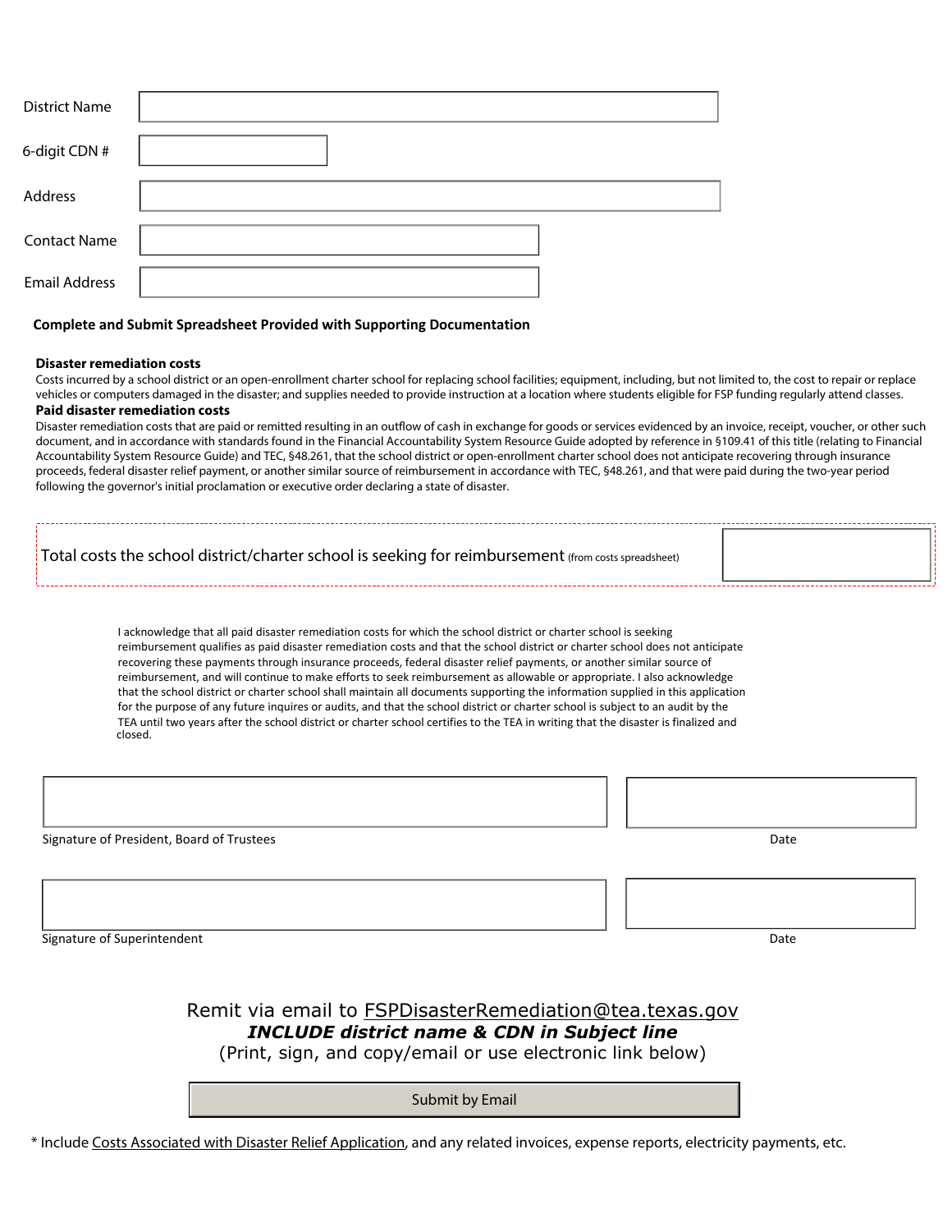District Name

6-digit CDN #

Address

Contact Name

Email Address

**Complete and Submit Spreadsheet Provided with Supporting Documentation**

**Disaster remediation costs**

Costs incurred by a school district or an open-enrollment charter school for replacing school facilities; equipment, including, but not limited to, the cost to repair or replace vehicles or computers damaged in the disaster; and supplies needed to provide instruction at a location where students eligible for FSP funding regularly attend classes.

**Paid disaster remediation costs**

Disaster remediation costs that are paid or remitted resulting in an outflow of cash in exchange for goods or services evidenced by an invoice, receipt, voucher, or other such document, and in accordance with standards found in the Financial Accountability System Resource Guide adopted by reference in §109.41 of this title (relating to Financial Accountability System Resource Guide) and TEC, §48.261, that the school district or open-enrollment charter school does not anticipate recovering through insurance proceeds, federal disaster relief payment, or another similar source of reimbursement in accordance with TEC, §48.261, and that were paid during the two-year period following the governor's initial proclamation or executive order declaring a state of disaster.

Total costs the school district/charter school is seeking for reimbursement (from costs spreadsheet)

I acknowledge that all paid disaster remediation costs for which the school district or charter school is seeking reimbursement qualifies as paid disaster remediation costs and that the school district or charter school does not anticipate recovering these payments through insurance proceeds, federal disaster relief payments, or another similar source of reimbursement, and will continue to make efforts to seek reimbursement as allowable or appropriate. I also acknowledge that the school district or charter school shall maintain all documents supporting the information supplied in this application for the purpose of any future inquires or audits, and that the school district or charter school is subject to an audit by the TEA until two years after the school district or charter school certifies to the TEA in writing that the disaster is finalized and closed.

Signature of President, Board of Trustees — Date

Signature of Superintendent — Date

Remit via email to FSPDisasterRemediation@tea.texas.gov

***INCLUDE district name & CDN in Subject line***

(Print, sign, and copy/email or use electronic link below)

Submit by Email

\* Include Costs Associated with Disaster Relief Application, and any related invoices, expense reports, electricity payments, etc.